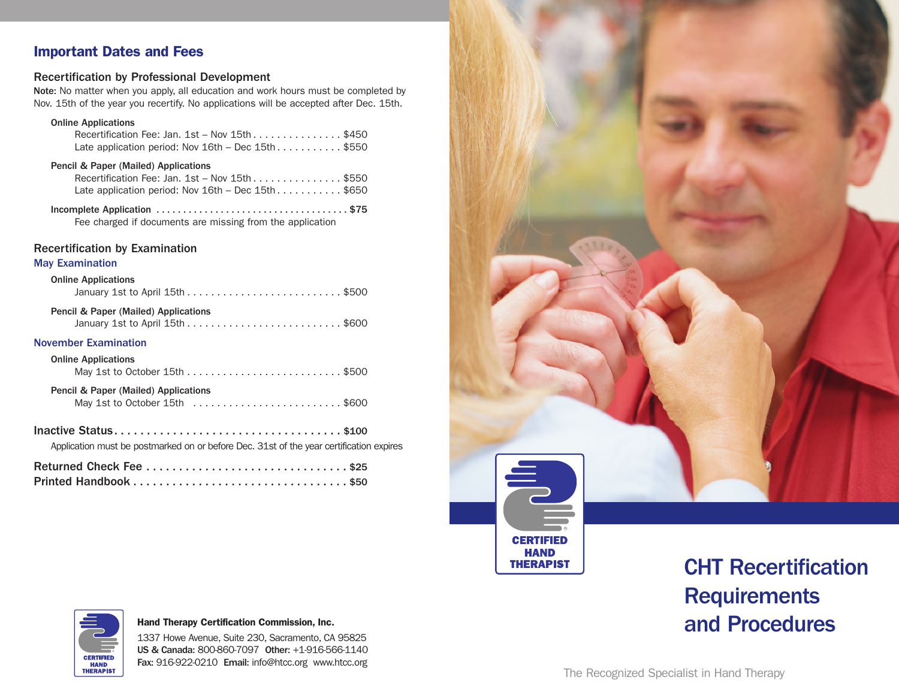## Important Dates and Fees

### Recertification by Professional Development

**Note:** No matter when you apply, all education and work hours must be completed by Nov. 15th of the year you recertify. No applications will be accepted after Dec. 15th.

**Online Applications**

- Recertification Fee: Jan. 1st – Nov 15th . . . . . . . . . . . . . . . $450
- Late application period: Nov 16th – Dec 15th . . . . . . . . . . . $550

**Pencil & Paper (Mailed) Applications**

- Recertification Fee: Jan. 1st – Nov 15th . . . . . . . . . . . . . . . $550
- Late application period: Nov 16th – Dec 15th . . . . . . . . . . . $650

**Incomplete Application . . . . . . . . . . . . . . . . . . . . . . . . . . . . . . . . . . . $75**

Fee charged if documents are missing from the application

### Recertification by Examination

#### May Examination

**Online Applications**

- January 1st to April 15th . . . . . . . . . . . . . . . . . . . . . . . . . . $500

**Pencil & Paper (Mailed) Applications**

- January 1st to April 15th . . . . . . . . . . . . . . . . . . . . . . . . . . $600

#### November Examination

**Online Applications**

- May 1st to October 15th . . . . . . . . . . . . . . . . . . . . . . . . . . $500

**Pencil & Paper (Mailed) Applications**

- May 1st to October 15th . . . . . . . . . . . . . . . . . . . . . . . . . $600

**Inactive Status . . . . . . . . . . . . . . . . . . . . . . . . . . . . . . . . . . . $100**

Application must be postmarked on or before Dec. 31st of the year certification expires

**Returned Check Fee . . . . . . . . . . . . . . . . . . . . . . . . . . . . . . . $25**

**Printed Handbook . . . . . . . . . . . . . . . . . . . . . . . . . . . . . . . . . $50**

CERTIFIED HAND THERAPIST

**Hand Therapy Certification Commission, Inc.**

1337 Howe Avenue, Suite 230, Sacramento, CA 95825
**US & Canada:** 800-860-7097 **Other:** +1-916-566-1140
**Fax:** 916-922-0210 **Email:** info@htcc.org www.htcc.org

CERTIFIED HAND THERAPIST

# CHT Recertification Requirements and Procedures

The Recognized Specialist in Hand Therapy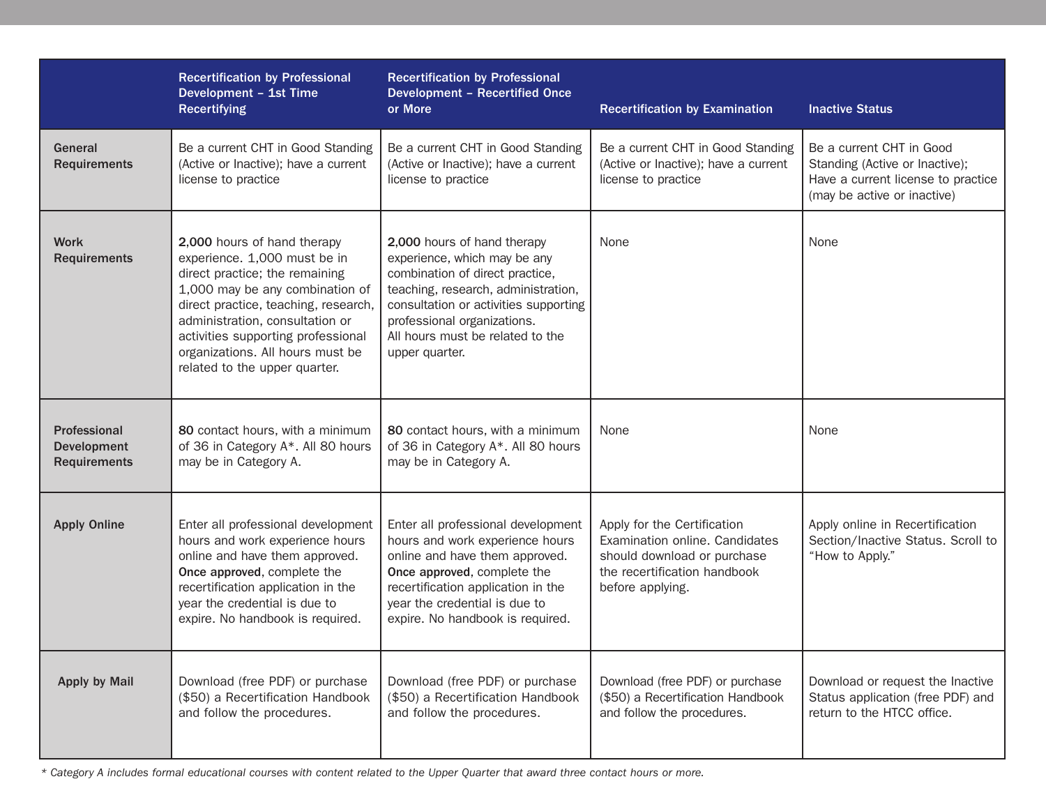| | Recertification by Professional Development – 1st Time Recertifying | Recertification by Professional Development – Recertified Once or More | Recertification by Examination | Inactive Status |
|---|---|---|---|---|
| **General Requirements** | Be a current CHT in Good Standing (Active or Inactive); have a current license to practice | Be a current CHT in Good Standing (Active or Inactive); have a current license to practice | Be a current CHT in Good Standing (Active or Inactive); have a current license to practice | Be a current CHT in Good Standing (Active or Inactive); Have a current license to practice (may be active or inactive) |
| **Work Requirements** | **2,000** hours of hand therapy experience. 1,000 must be in direct practice; the remaining 1,000 may be any combination of direct practice, teaching, research, administration, consultation or activities supporting professional organizations. All hours must be related to the upper quarter. | **2,000** hours of hand therapy experience, which may be any combination of direct practice, teaching, research, administration, consultation or activities supporting professional organizations. All hours must be related to the upper quarter. | None | None |
| **Professional Development Requirements** | **80** contact hours, with a minimum of 36 in Category A*. All 80 hours may be in Category A. | **80** contact hours, with a minimum of 36 in Category A*. All 80 hours may be in Category A. | None | None |
| **Apply Online** | Enter all professional development hours and work experience hours online and have them approved. **Once approved**, complete the recertification application in the year the credential is due to expire. No handbook is required. | Enter all professional development hours and work experience hours online and have them approved. **Once approved**, complete the recertification application in the year the credential is due to expire. No handbook is required. | Apply for the Certification Examination online. Candidates should download or purchase the recertification handbook before applying. | Apply online in Recertification Section/Inactive Status. Scroll to "How to Apply." |
| **Apply by Mail** | Download (free PDF) or purchase ($50) a Recertification Handbook and follow the procedures. | Download (free PDF) or purchase ($50) a Recertification Handbook and follow the procedures. | Download (free PDF) or purchase ($50) a Recertification Handbook and follow the procedures. | Download or request the Inactive Status application (free PDF) and return to the HTCC office. |

*\* Category A includes formal educational courses with content related to the Upper Quarter that award three contact hours or more.*